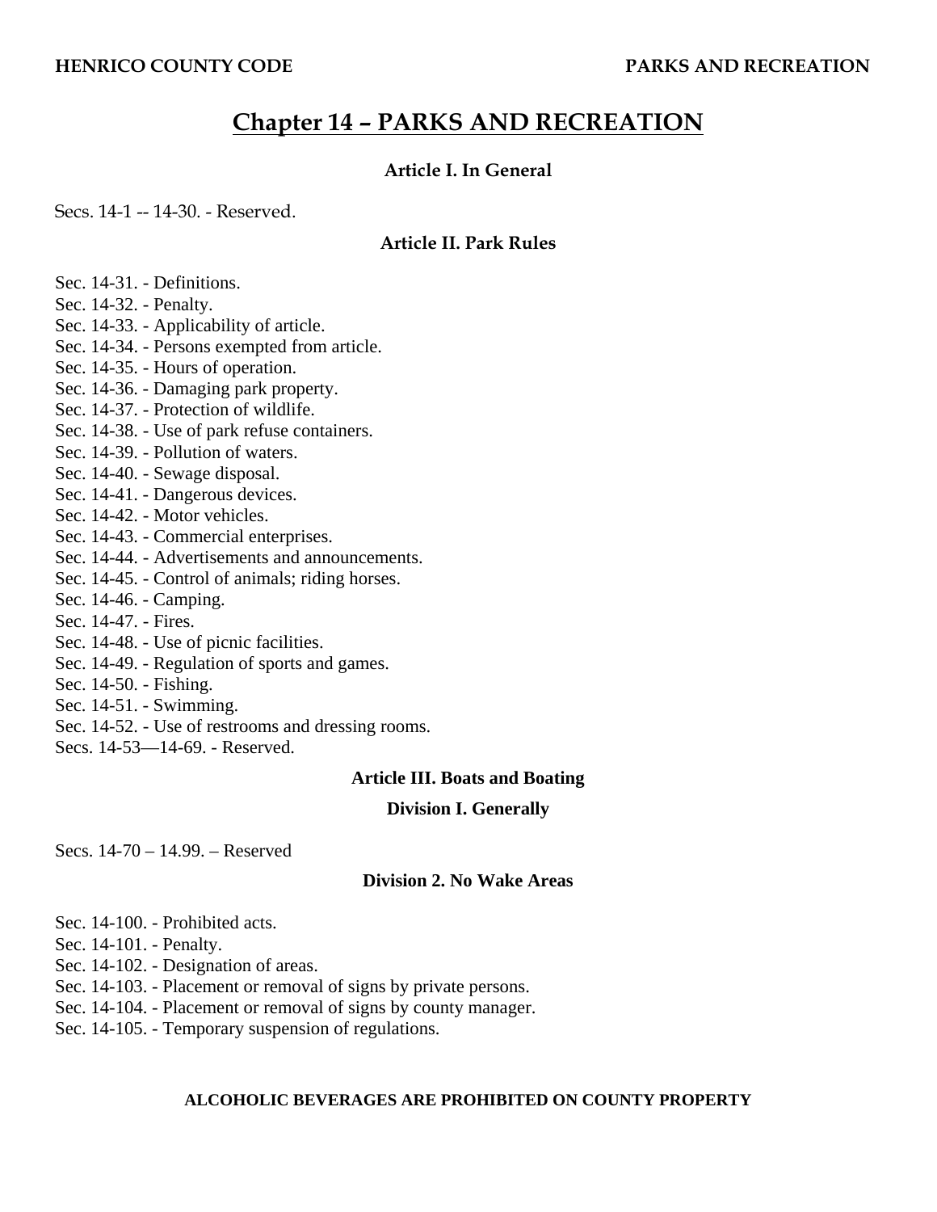# Chapter 14 – PARKS AND RECREATION

### Article I. In General

Secs. 14-1 -- 14-30. - Reserved.

### Article II. Park Rules

Sec. 14-31. - Definitions.
Sec. 14-32. - Penalty.
Sec. 14-33. - Applicability of article.
Sec. 14-34. - Persons exempted from article.
Sec. 14-35. - Hours of operation.
Sec. 14-36. - Damaging park property.
Sec. 14-37. - Protection of wildlife.
Sec. 14-38. - Use of park refuse containers.
Sec. 14-39. - Pollution of waters.
Sec. 14-40. - Sewage disposal.
Sec. 14-41. - Dangerous devices.
Sec. 14-42. - Motor vehicles.
Sec. 14-43. - Commercial enterprises.
Sec. 14-44. - Advertisements and announcements.
Sec. 14-45. - Control of animals; riding horses.
Sec. 14-46. - Camping.
Sec. 14-47. - Fires.
Sec. 14-48. - Use of picnic facilities.
Sec. 14-49. - Regulation of sports and games.
Sec. 14-50. - Fishing.
Sec. 14-51. - Swimming.
Sec. 14-52. - Use of restrooms and dressing rooms.
Secs. 14-53—14-69. - Reserved.

### Article III. Boats and Boating

#### Division I. Generally

Secs. 14-70 – 14.99. – Reserved

#### Division 2. No Wake Areas

Sec. 14-100. - Prohibited acts.
Sec. 14-101. - Penalty.
Sec. 14-102. - Designation of areas.
Sec. 14-103. - Placement or removal of signs by private persons.
Sec. 14-104. - Placement or removal of signs by county manager.
Sec. 14-105. - Temporary suspension of regulations.

**ALCOHOLIC BEVERAGES ARE PROHIBITED ON COUNTY PROPERTY**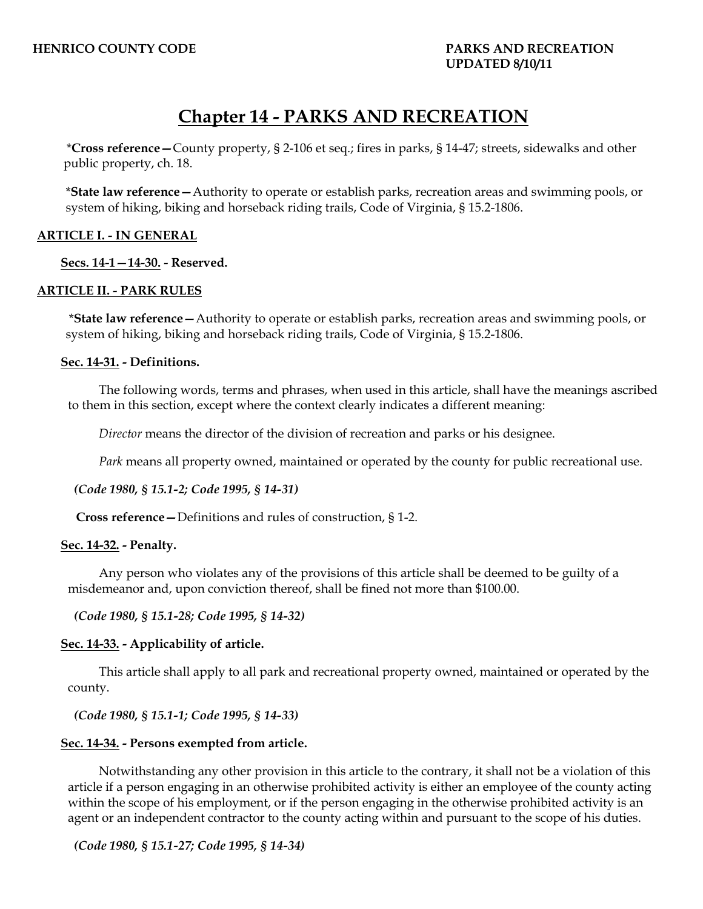# Chapter 14 - PARKS AND RECREATION

***Cross reference—** County property, § 2-106 et seq.; fires in parks, § 14-47; streets, sidewalks and other public property, ch. 18.

***State law reference—** Authority to operate or establish parks, recreation areas and swimming pools, or system of hiking, biking and horseback riding trails, Code of Virginia, § 15.2-1806.

## ARTICLE I. - IN GENERAL

### Secs. 14-1—14-30. - Reserved.

## ARTICLE II. - PARK RULES

***State law reference—** Authority to operate or establish parks, recreation areas and swimming pools, or system of hiking, biking and horseback riding trails, Code of Virginia, § 15.2-1806.

### Sec. 14-31. - Definitions.

The following words, terms and phrases, when used in this article, shall have the meanings ascribed to them in this section, except where the context clearly indicates a different meaning:

*Director* means the director of the division of recreation and parks or his designee.

*Park* means all property owned, maintained or operated by the county for public recreational use.

***(Code 1980, § 15.1-2; Code 1995, § 14-31)***

**Cross reference—** Definitions and rules of construction, § 1-2.

### Sec. 14-32. - Penalty.

Any person who violates any of the provisions of this article shall be deemed to be guilty of a misdemeanor and, upon conviction thereof, shall be fined not more than $100.00.

***(Code 1980, § 15.1-28; Code 1995, § 14-32)***

### Sec. 14-33. - Applicability of article.

This article shall apply to all park and recreational property owned, maintained or operated by the county.

***(Code 1980, § 15.1-1; Code 1995, § 14-33)***

### Sec. 14-34. - Persons exempted from article.

Notwithstanding any other provision in this article to the contrary, it shall not be a violation of this article if a person engaging in an otherwise prohibited activity is either an employee of the county acting within the scope of his employment, or if the person engaging in the otherwise prohibited activity is an agent or an independent contractor to the county acting within and pursuant to the scope of his duties.

***(Code 1980, § 15.1-27; Code 1995, § 14-34)***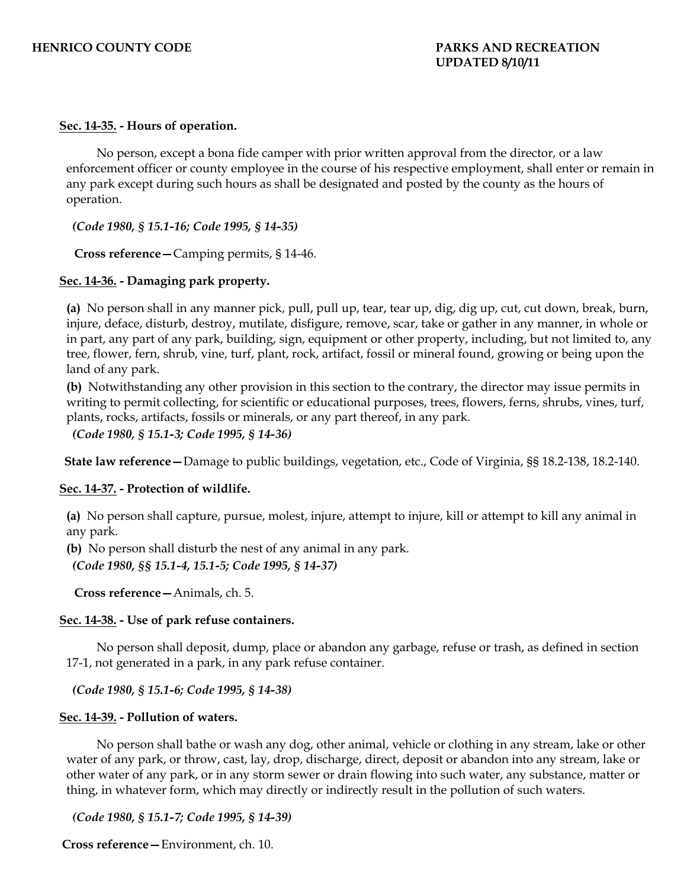**Sec. 14-35. - Hours of operation.**

No person, except a bona fide camper with prior written approval from the director, or a law enforcement officer or county employee in the course of his respective employment, shall enter or remain in any park except during such hours as shall be designated and posted by the county as the hours of operation.

***(Code 1980, § 15.1-16; Code 1995, § 14-35)***

**Cross reference—** Camping permits, § 14-46.

**Sec. 14-36. - Damaging park property.**

**(a)** No person shall in any manner pick, pull, pull up, tear, tear up, dig, dig up, cut, cut down, break, burn, injure, deface, disturb, destroy, mutilate, disfigure, remove, scar, take or gather in any manner, in whole or in part, any part of any park, building, sign, equipment or other property, including, but not limited to, any tree, flower, fern, shrub, vine, turf, plant, rock, artifact, fossil or mineral found, growing or being upon the land of any park.

**(b)** Notwithstanding any other provision in this section to the contrary, the director may issue permits in writing to permit collecting, for scientific or educational purposes, trees, flowers, ferns, shrubs, vines, turf, plants, rocks, artifacts, fossils or minerals, or any part thereof, in any park.

***(Code 1980, § 15.1-3; Code 1995, § 14-36)***

**State law reference—** Damage to public buildings, vegetation, etc., Code of Virginia, §§ 18.2-138, 18.2-140.

**Sec. 14-37. - Protection of wildlife.**

**(a)** No person shall capture, pursue, molest, injure, attempt to injure, kill or attempt to kill any animal in any park.

**(b)** No person shall disturb the nest of any animal in any park.

***(Code 1980, §§ 15.1-4, 15.1-5; Code 1995, § 14-37)***

**Cross reference—** Animals, ch. 5.

**Sec. 14-38. - Use of park refuse containers.**

No person shall deposit, dump, place or abandon any garbage, refuse or trash, as defined in section 17-1, not generated in a park, in any park refuse container.

***(Code 1980, § 15.1-6; Code 1995, § 14-38)***

**Sec. 14-39. - Pollution of waters.**

No person shall bathe or wash any dog, other animal, vehicle or clothing in any stream, lake or other water of any park, or throw, cast, lay, drop, discharge, direct, deposit or abandon into any stream, lake or other water of any park, or in any storm sewer or drain flowing into such water, any substance, matter or thing, in whatever form, which may directly or indirectly result in the pollution of such waters.

***(Code 1980, § 15.1-7; Code 1995, § 14-39)***

**Cross reference—** Environment, ch. 10.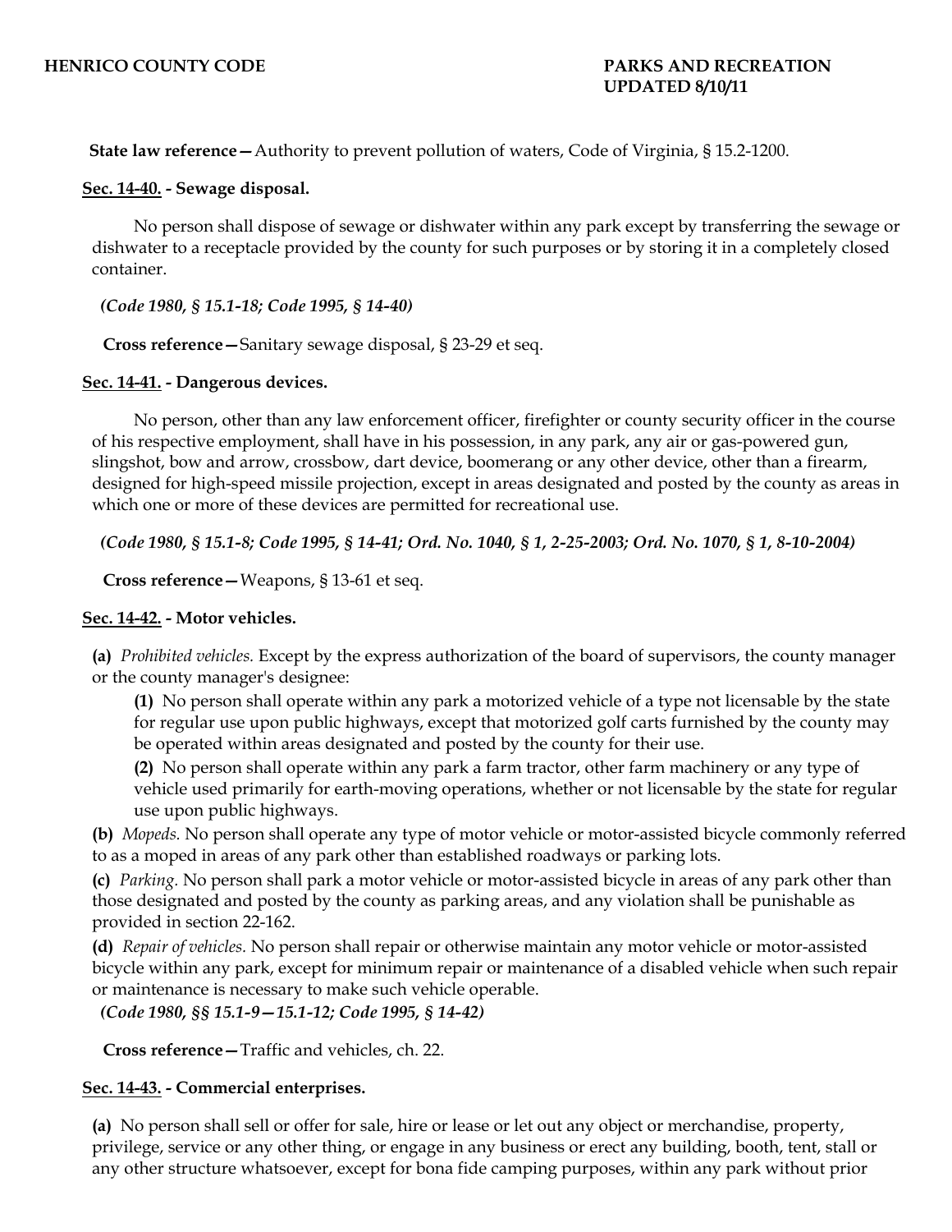**State law reference—**Authority to prevent pollution of waters, Code of Virginia, § 15.2-1200.

**Sec. 14-40. - Sewage disposal.**

No person shall dispose of sewage or dishwater within any park except by transferring the sewage or dishwater to a receptacle provided by the county for such purposes or by storing it in a completely closed container.

*(Code 1980, § 15.1-18; Code 1995, § 14-40)*

**Cross reference—**Sanitary sewage disposal, § 23-29 et seq.

**Sec. 14-41. - Dangerous devices.**

No person, other than any law enforcement officer, firefighter or county security officer in the course of his respective employment, shall have in his possession, in any park, any air or gas-powered gun, slingshot, bow and arrow, crossbow, dart device, boomerang or any other device, other than a firearm, designed for high-speed missile projection, except in areas designated and posted by the county as areas in which one or more of these devices are permitted for recreational use.

*(Code 1980, § 15.1-8; Code 1995, § 14-41; Ord. No. 1040, § 1, 2-25-2003; Ord. No. 1070, § 1, 8-10-2004)*

**Cross reference—**Weapons, § 13-61 et seq.

**Sec. 14-42. - Motor vehicles.**

**(a)** *Prohibited vehicles.* Except by the express authorization of the board of supervisors, the county manager or the county manager's designee:

**(1)** No person shall operate within any park a motorized vehicle of a type not licensable by the state for regular use upon public highways, except that motorized golf carts furnished by the county may be operated within areas designated and posted by the county for their use.

**(2)** No person shall operate within any park a farm tractor, other farm machinery or any type of vehicle used primarily for earth-moving operations, whether or not licensable by the state for regular use upon public highways.

**(b)** *Mopeds.* No person shall operate any type of motor vehicle or motor-assisted bicycle commonly referred to as a moped in areas of any park other than established roadways or parking lots.

**(c)** *Parking.* No person shall park a motor vehicle or motor-assisted bicycle in areas of any park other than those designated and posted by the county as parking areas, and any violation shall be punishable as provided in section 22-162.

**(d)** *Repair of vehicles.* No person shall repair or otherwise maintain any motor vehicle or motor-assisted bicycle within any park, except for minimum repair or maintenance of a disabled vehicle when such repair or maintenance is necessary to make such vehicle operable.

*(Code 1980, §§ 15.1-9—15.1-12; Code 1995, § 14-42)*

**Cross reference—**Traffic and vehicles, ch. 22.

**Sec. 14-43. - Commercial enterprises.**

**(a)** No person shall sell or offer for sale, hire or lease or let out any object or merchandise, property, privilege, service or any other thing, or engage in any business or erect any building, booth, tent, stall or any other structure whatsoever, except for bona fide camping purposes, within any park without prior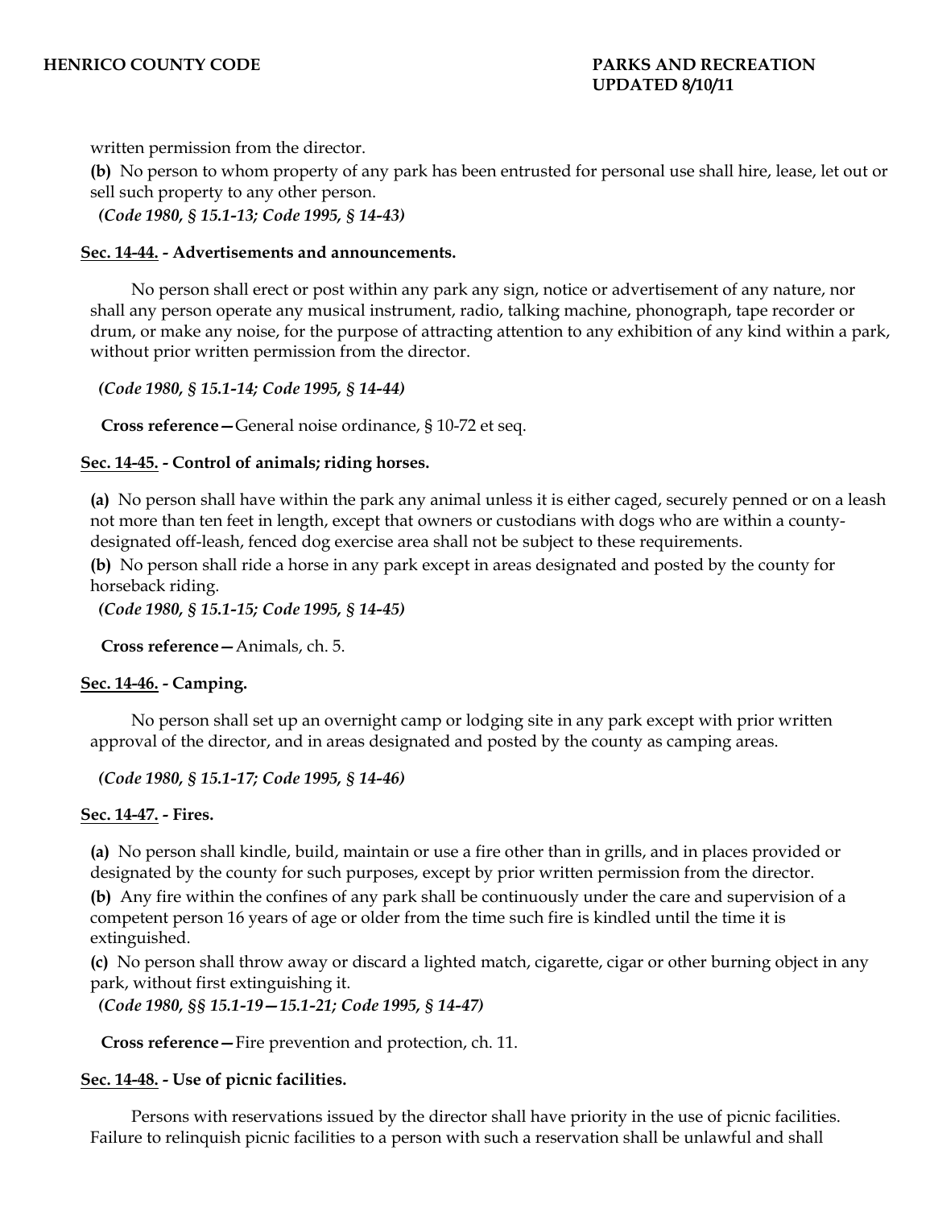written permission from the director.

**(b)** No person to whom property of any park has been entrusted for personal use shall hire, lease, let out or sell such property to any other person.

*(Code 1980, § 15.1-13; Code 1995, § 14-43)*

### Sec. 14-44. - Advertisements and announcements.

No person shall erect or post within any park any sign, notice or advertisement of any nature, nor shall any person operate any musical instrument, radio, talking machine, phonograph, tape recorder or drum, or make any noise, for the purpose of attracting attention to any exhibition of any kind within a park, without prior written permission from the director.

*(Code 1980, § 15.1-14; Code 1995, § 14-44)*

**Cross reference—**General noise ordinance, § 10-72 et seq.

### Sec. 14-45. - Control of animals; riding horses.

**(a)** No person shall have within the park any animal unless it is either caged, securely penned or on a leash not more than ten feet in length, except that owners or custodians with dogs who are within a county-designated off-leash, fenced dog exercise area shall not be subject to these requirements.

**(b)** No person shall ride a horse in any park except in areas designated and posted by the county for horseback riding.

*(Code 1980, § 15.1-15; Code 1995, § 14-45)*

**Cross reference—**Animals, ch. 5.

### Sec. 14-46. - Camping.

No person shall set up an overnight camp or lodging site in any park except with prior written approval of the director, and in areas designated and posted by the county as camping areas.

*(Code 1980, § 15.1-17; Code 1995, § 14-46)*

### Sec. 14-47. - Fires.

**(a)** No person shall kindle, build, maintain or use a fire other than in grills, and in places provided or designated by the county for such purposes, except by prior written permission from the director.

**(b)** Any fire within the confines of any park shall be continuously under the care and supervision of a competent person 16 years of age or older from the time such fire is kindled until the time it is extinguished.

**(c)** No person shall throw away or discard a lighted match, cigarette, cigar or other burning object in any park, without first extinguishing it.

*(Code 1980, §§ 15.1-19—15.1-21; Code 1995, § 14-47)*

**Cross reference—**Fire prevention and protection, ch. 11.

### Sec. 14-48. - Use of picnic facilities.

Persons with reservations issued by the director shall have priority in the use of picnic facilities. Failure to relinquish picnic facilities to a person with such a reservation shall be unlawful and shall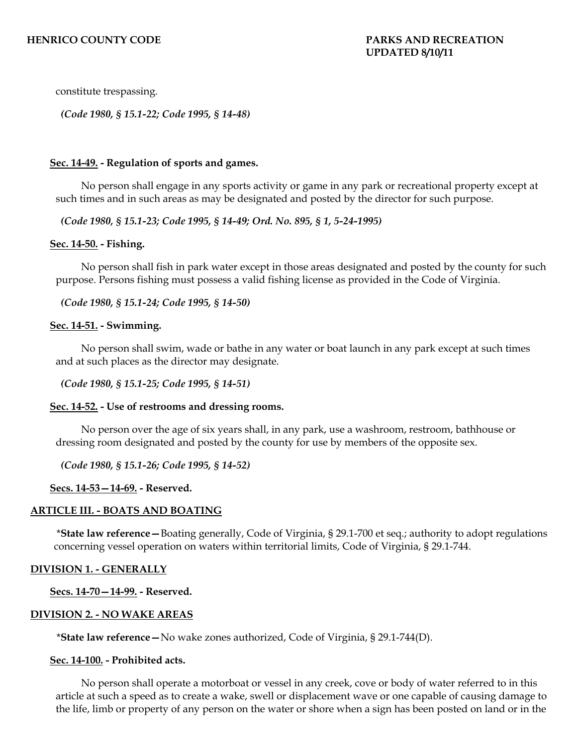constitute trespassing.

*(Code 1980, § 15.1-22; Code 1995, § 14-48)*

**Sec. 14-49. - Regulation of sports and games.**

No person shall engage in any sports activity or game in any park or recreational property except at such times and in such areas as may be designated and posted by the director for such purpose.

*(Code 1980, § 15.1-23; Code 1995, § 14-49; Ord. No. 895, § 1, 5-24-1995)*

**Sec. 14-50. - Fishing.**

No person shall fish in park water except in those areas designated and posted by the county for such purpose. Persons fishing must possess a valid fishing license as provided in the Code of Virginia.

*(Code 1980, § 15.1-24; Code 1995, § 14-50)*

**Sec. 14-51. - Swimming.**

No person shall swim, wade or bathe in any water or boat launch in any park except at such times and at such places as the director may designate.

*(Code 1980, § 15.1-25; Code 1995, § 14-51)*

**Sec. 14-52. - Use of restrooms and dressing rooms.**

No person over the age of six years shall, in any park, use a washroom, restroom, bathhouse or dressing room designated and posted by the county for use by members of the opposite sex.

*(Code 1980, § 15.1-26; Code 1995, § 14-52)*

**Secs. 14-53—14-69. - Reserved.**

## ARTICLE III. - BOATS AND BOATING

\***State law reference—**Boating generally, Code of Virginia, § 29.1-700 et seq.; authority to adopt regulations concerning vessel operation on waters within territorial limits, Code of Virginia, § 29.1-744.

### DIVISION 1. - GENERALLY

**Secs. 14-70—14-99. - Reserved.**

### DIVISION 2. - NO WAKE AREAS

\***State law reference—**No wake zones authorized, Code of Virginia, § 29.1-744(D).

**Sec. 14-100. - Prohibited acts.**

No person shall operate a motorboat or vessel in any creek, cove or body of water referred to in this article at such a speed as to create a wake, swell or displacement wave or one capable of causing damage to the life, limb or property of any person on the water or shore when a sign has been posted on land or in the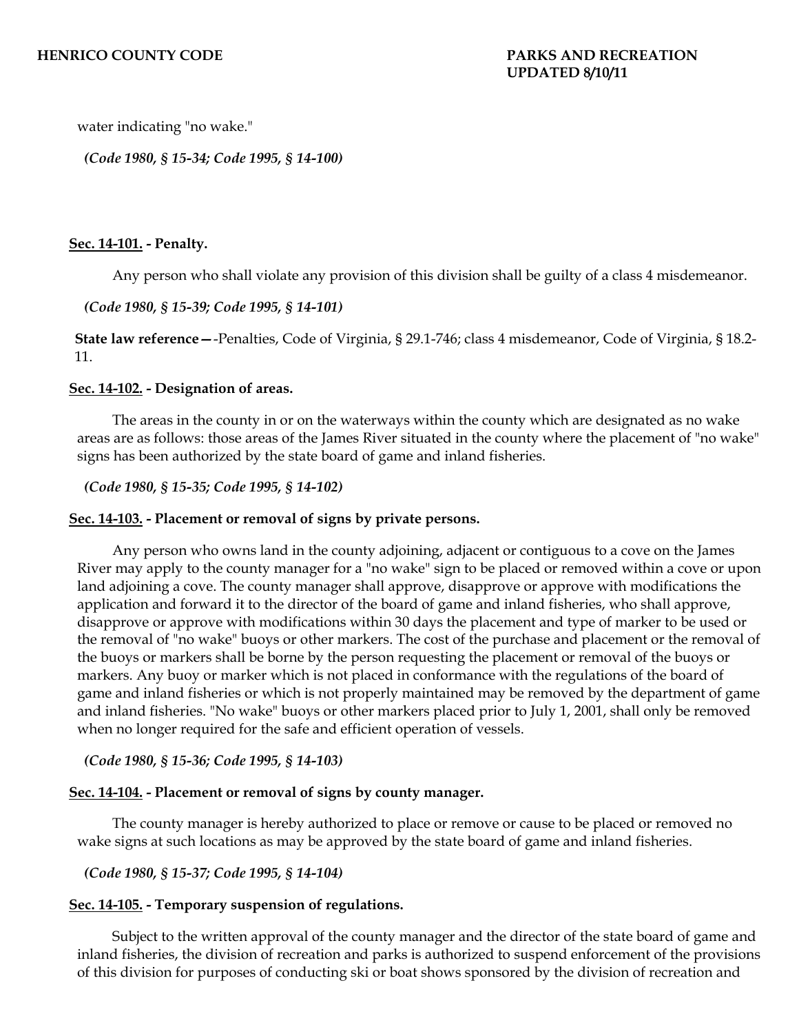water indicating "no wake."

*(Code 1980, § 15-34; Code 1995, § 14-100)*

**Sec. 14-101. - Penalty.**

Any person who shall violate any provision of this division shall be guilty of a class 4 misdemeanor.

*(Code 1980, § 15-39; Code 1995, § 14-101)*

**State law reference—**-Penalties, Code of Virginia, § 29.1-746; class 4 misdemeanor, Code of Virginia, § 18.2-11.

**Sec. 14-102. - Designation of areas.**

The areas in the county in or on the waterways within the county which are designated as no wake areas are as follows: those areas of the James River situated in the county where the placement of "no wake" signs has been authorized by the state board of game and inland fisheries.

*(Code 1980, § 15-35; Code 1995, § 14-102)*

**Sec. 14-103. - Placement or removal of signs by private persons.**

Any person who owns land in the county adjoining, adjacent or contiguous to a cove on the James River may apply to the county manager for a "no wake" sign to be placed or removed within a cove or upon land adjoining a cove. The county manager shall approve, disapprove or approve with modifications the application and forward it to the director of the board of game and inland fisheries, who shall approve, disapprove or approve with modifications within 30 days the placement and type of marker to be used or the removal of "no wake" buoys or other markers. The cost of the purchase and placement or the removal of the buoys or markers shall be borne by the person requesting the placement or removal of the buoys or markers. Any buoy or marker which is not placed in conformance with the regulations of the board of game and inland fisheries or which is not properly maintained may be removed by the department of game and inland fisheries. "No wake" buoys or other markers placed prior to July 1, 2001, shall only be removed when no longer required for the safe and efficient operation of vessels.

*(Code 1980, § 15-36; Code 1995, § 14-103)*

**Sec. 14-104. - Placement or removal of signs by county manager.**

The county manager is hereby authorized to place or remove or cause to be placed or removed no wake signs at such locations as may be approved by the state board of game and inland fisheries.

*(Code 1980, § 15-37; Code 1995, § 14-104)*

**Sec. 14-105. - Temporary suspension of regulations.**

Subject to the written approval of the county manager and the director of the state board of game and inland fisheries, the division of recreation and parks is authorized to suspend enforcement of the provisions of this division for purposes of conducting ski or boat shows sponsored by the division of recreation and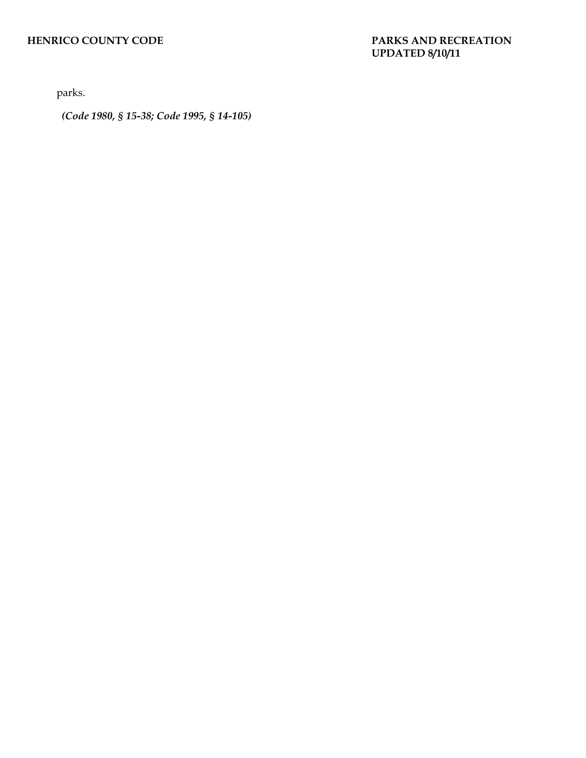parks.

***(Code 1980, § 15-38; Code 1995, § 14-105)***